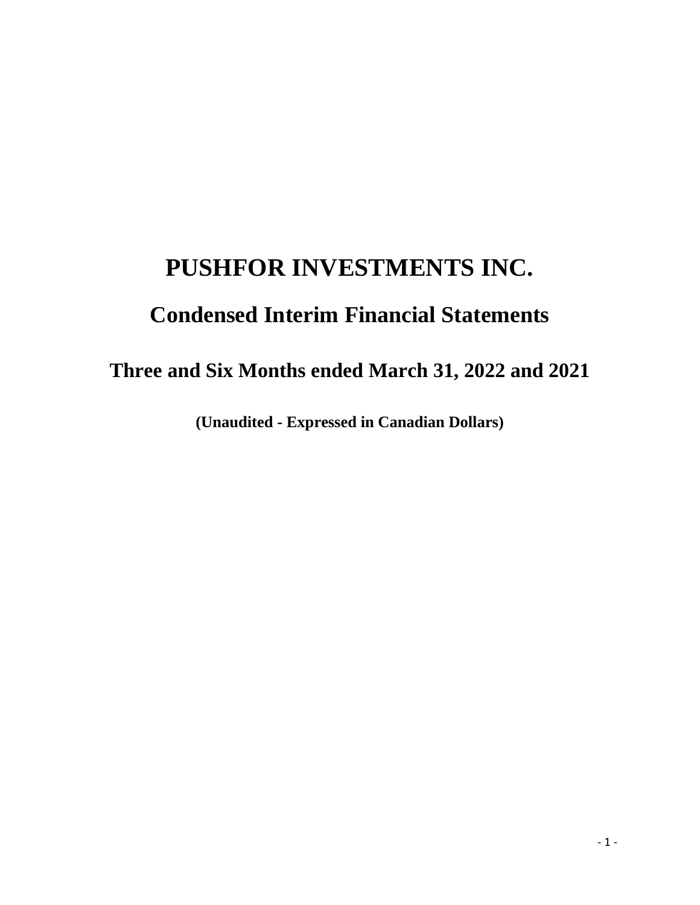# PUSHFOR INVESTMENTS INC.

## Condensed Interim Financial Statements

## Three and Six Months ended March 31, 2022 and 2021

**(Unaudited - Expressed in Canadian Dollars)**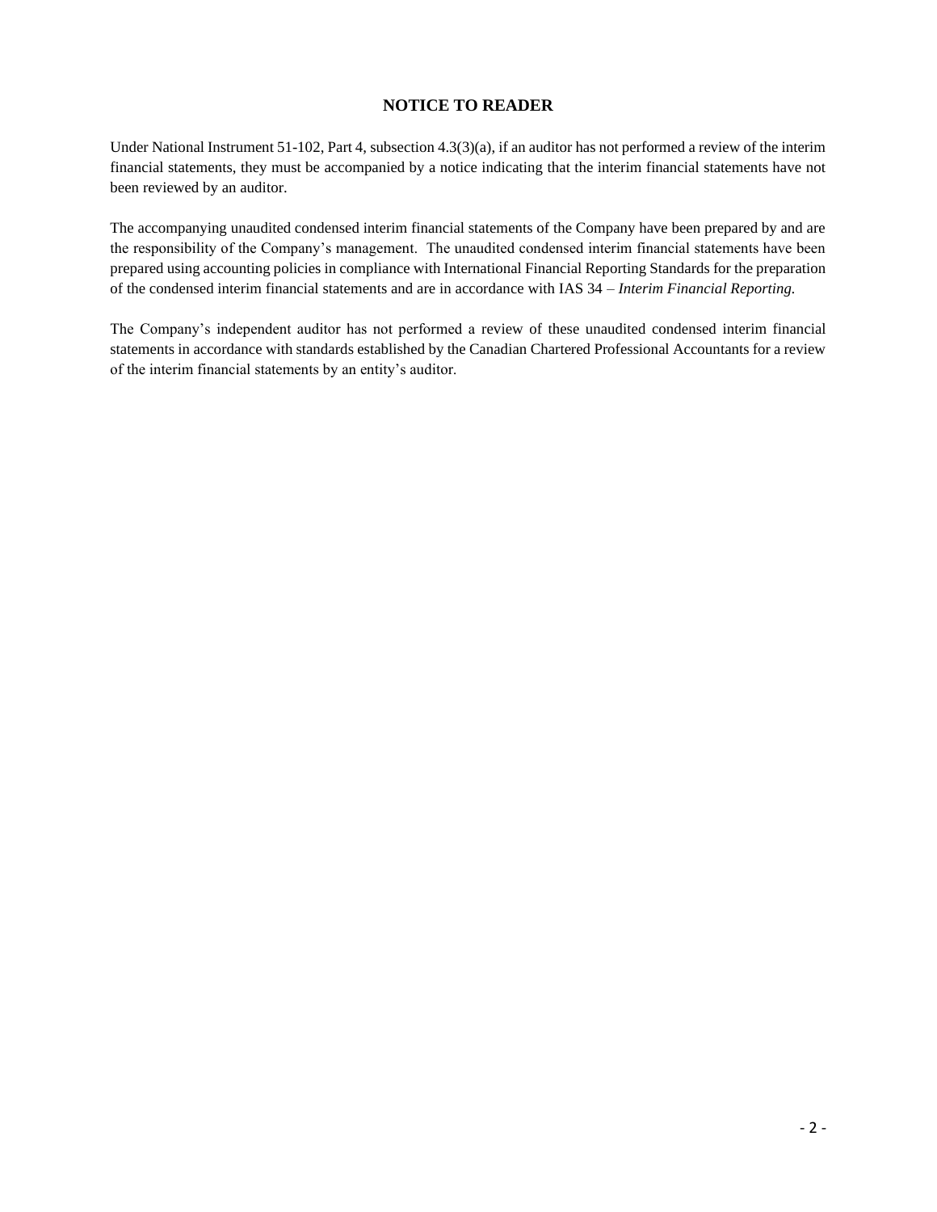## NOTICE TO READER

Under National Instrument 51-102, Part 4, subsection 4.3(3)(a), if an auditor has not performed a review of the interim financial statements, they must be accompanied by a notice indicating that the interim financial statements have not been reviewed by an auditor.

The accompanying unaudited condensed interim financial statements of the Company have been prepared by and are the responsibility of the Company's management. The unaudited condensed interim financial statements have been prepared using accounting policies in compliance with International Financial Reporting Standards for the preparation of the condensed interim financial statements and are in accordance with IAS 34 – *Interim Financial Reporting.*

The Company's independent auditor has not performed a review of these unaudited condensed interim financial statements in accordance with standards established by the Canadian Chartered Professional Accountants for a review of the interim financial statements by an entity's auditor.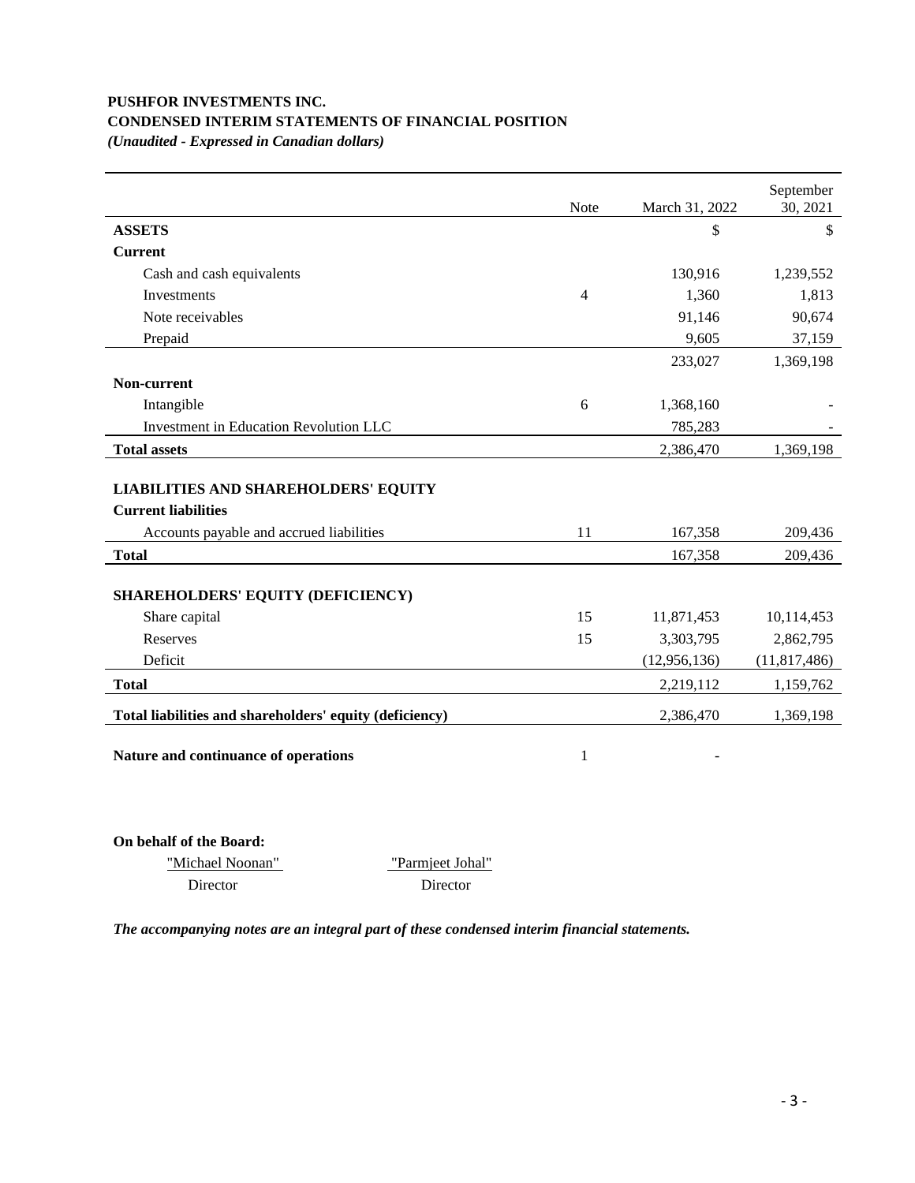**PUSHFOR INVESTMENTS INC.**
**CONDENSED INTERIM STATEMENTS OF FINANCIAL POSITION**
***(Unaudited - Expressed in Canadian dollars)***

| | Note | March 31, 2022 | September 30, 2021 |
|---|---|---|---|
| **ASSETS** | | $ | $ |
| **Current** | | | |
| Cash and cash equivalents | | 130,916 | 1,239,552 |
| Investments | 4 | 1,360 | 1,813 |
| Note receivables | | 91,146 | 90,674 |
| Prepaid | | 9,605 | 37,159 |
| | | 233,027 | 1,369,198 |
| **Non-current** | | | |
| Intangible | 6 | 1,368,160 | - |
| Investment in Education Revolution LLC | | 785,283 | - |
| **Total assets** | | 2,386,470 | 1,369,198 |
| | | | |
| **LIABILITIES AND SHAREHOLDERS' EQUITY** | | | |
| **Current liabilities** | | | |
| Accounts payable and accrued liabilities | 11 | 167,358 | 209,436 |
| **Total** | | 167,358 | 209,436 |
| | | | |
| **SHAREHOLDERS' EQUITY (DEFICIENCY)** | | | |
| Share capital | 15 | 11,871,453 | 10,114,453 |
| Reserves | 15 | 3,303,795 | 2,862,795 |
| Deficit | | (12,956,136) | (11,817,486) |
| **Total** | | 2,219,112 | 1,159,762 |
| **Total liabilities and shareholders' equity (deficiency)** | | 2,386,470 | 1,369,198 |
| | | | |
| **Nature and continuance of operations** | 1 | - | |

**On behalf of the Board:**

| "Michael Noonan" | "Parmjeet Johal" |
|---|---|
| Director | Director |

***The accompanying notes are an integral part of these condensed interim financial statements.***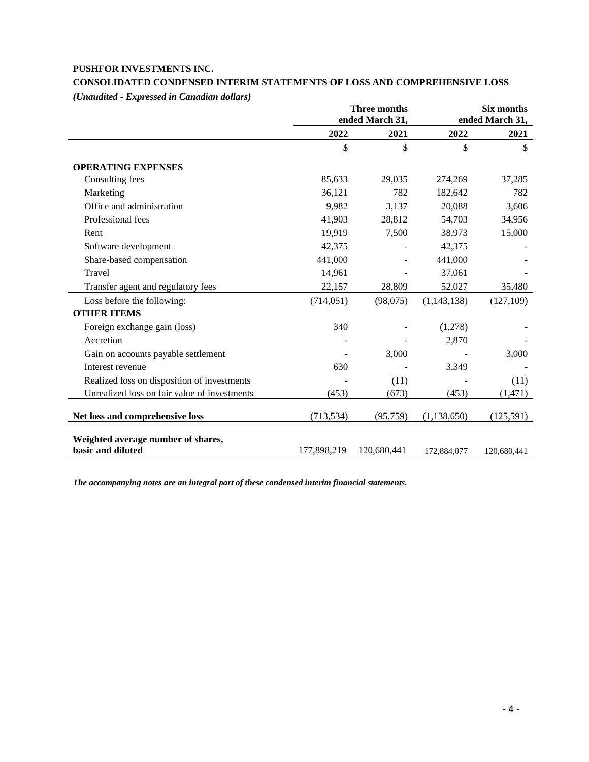**PUSHFOR INVESTMENTS INC.**

**CONSOLIDATED CONDENSED INTERIM STATEMENTS OF LOSS AND COMPREHENSIVE LOSS**

***(Unaudited - Expressed in Canadian dollars)***

| | Three months ended March 31, | | Six months ended March 31, | |
|---|---|---|---|---|
| | **2022** | **2021** | **2022** | **2021** |
| | $ | $ | $ | $ |
| **OPERATING EXPENSES** | | | | |
| Consulting fees | 85,633 | 29,035 | 274,269 | 37,285 |
| Marketing | 36,121 | 782 | 182,642 | 782 |
| Office and administration | 9,982 | 3,137 | 20,088 | 3,606 |
| Professional fees | 41,903 | 28,812 | 54,703 | 34,956 |
| Rent | 19,919 | 7,500 | 38,973 | 15,000 |
| Software development | 42,375 | - | 42,375 | - |
| Share-based compensation | 441,000 | - | 441,000 | - |
| Travel | 14,961 | - | 37,061 | - |
| Transfer agent and regulatory fees | 22,157 | 28,809 | 52,027 | 35,480 |
| Loss before the following: | (714,051) | (98,075) | (1,143,138) | (127,109) |
| **OTHER ITEMS** | | | | |
| Foreign exchange gain (loss) | 340 | - | (1,278) | - |
| Accretion | - | - | 2,870 | - |
| Gain on accounts payable settlement | - | 3,000 | - | 3,000 |
| Interest revenue | 630 | - | 3,349 | - |
| Realized loss on disposition of investments | - | (11) | - | (11) |
| Unrealized loss on fair value of investments | (453) | (673) | (453) | (1,471) |
| **Net loss and comprehensive loss** | (713,534) | (95,759) | (1,138,650) | (125,591) |
| **Weighted average number of shares, basic and diluted** | 177,898,219 | 120,680,441 | 172,884,077 | 120,680,441 |

***The accompanying notes are an integral part of these condensed interim financial statements.***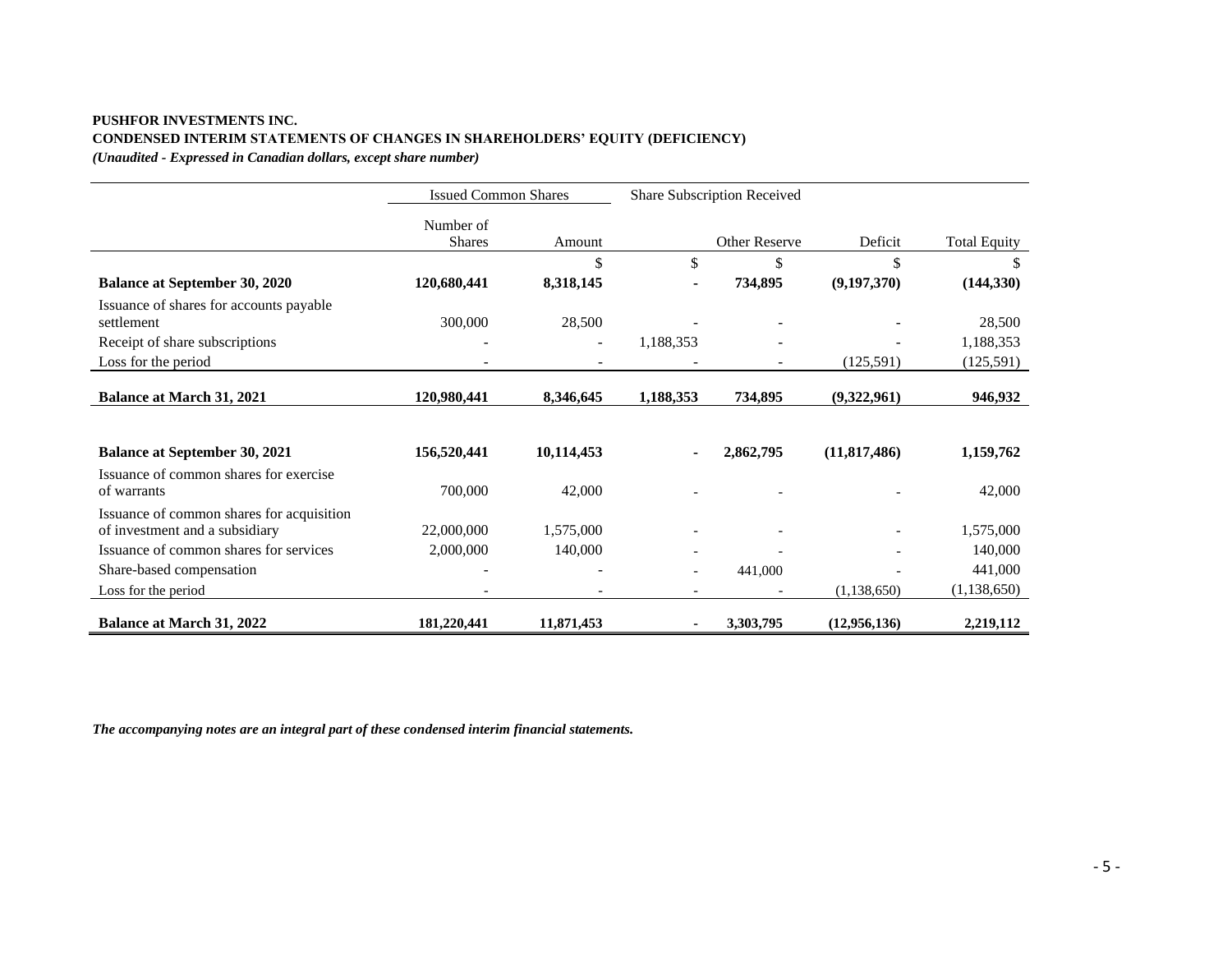**PUSHFOR INVESTMENTS INC.**
**CONDENSED INTERIM STATEMENTS OF CHANGES IN SHAREHOLDERS' EQUITY (DEFICIENCY)**
***(Unaudited - Expressed in Canadian dollars, except share number)***

| | Issued Common Shares | | Share Subscription Received | | | |
|---|---|---|---|---|---|---|
| | Number of Shares | Amount | | Other Reserve | Deficit | Total Equity |
| | | $ | $ | $ | $ | $ |
| **Balance at September 30, 2020** | **120,680,441** | **8,318,145** | **-** | **734,895** | **(9,197,370)** | **(144,330)** |
| Issuance of shares for accounts payable settlement | 300,000 | 28,500 | - | - | - | 28,500 |
| Receipt of share subscriptions | - | - | 1,188,353 | - | - | 1,188,353 |
| Loss for the period | - | - | - | - | (125,591) | (125,591) |
| **Balance at March 31, 2021** | **120,980,441** | **8,346,645** | **1,188,353** | **734,895** | **(9,322,961)** | **946,932** |
| | | | | | | |
| **Balance at September 30, 2021** | **156,520,441** | **10,114,453** | **-** | **2,862,795** | **(11,817,486)** | **1,159,762** |
| Issuance of common shares for exercise of warrants | 700,000 | 42,000 | - | - | - | 42,000 |
| Issuance of common shares for acquisition of investment and a subsidiary | 22,000,000 | 1,575,000 | - | - | - | 1,575,000 |
| Issuance of common shares for services | 2,000,000 | 140,000 | - | - | - | 140,000 |
| Share-based compensation | - | - | - | 441,000 | - | 441,000 |
| Loss for the period | - | - | - | - | (1,138,650) | (1,138,650) |
| **Balance at March 31, 2022** | **181,220,441** | **11,871,453** | **-** | **3,303,795** | **(12,956,136)** | **2,219,112** |

***The accompanying notes are an integral part of these condensed interim financial statements.***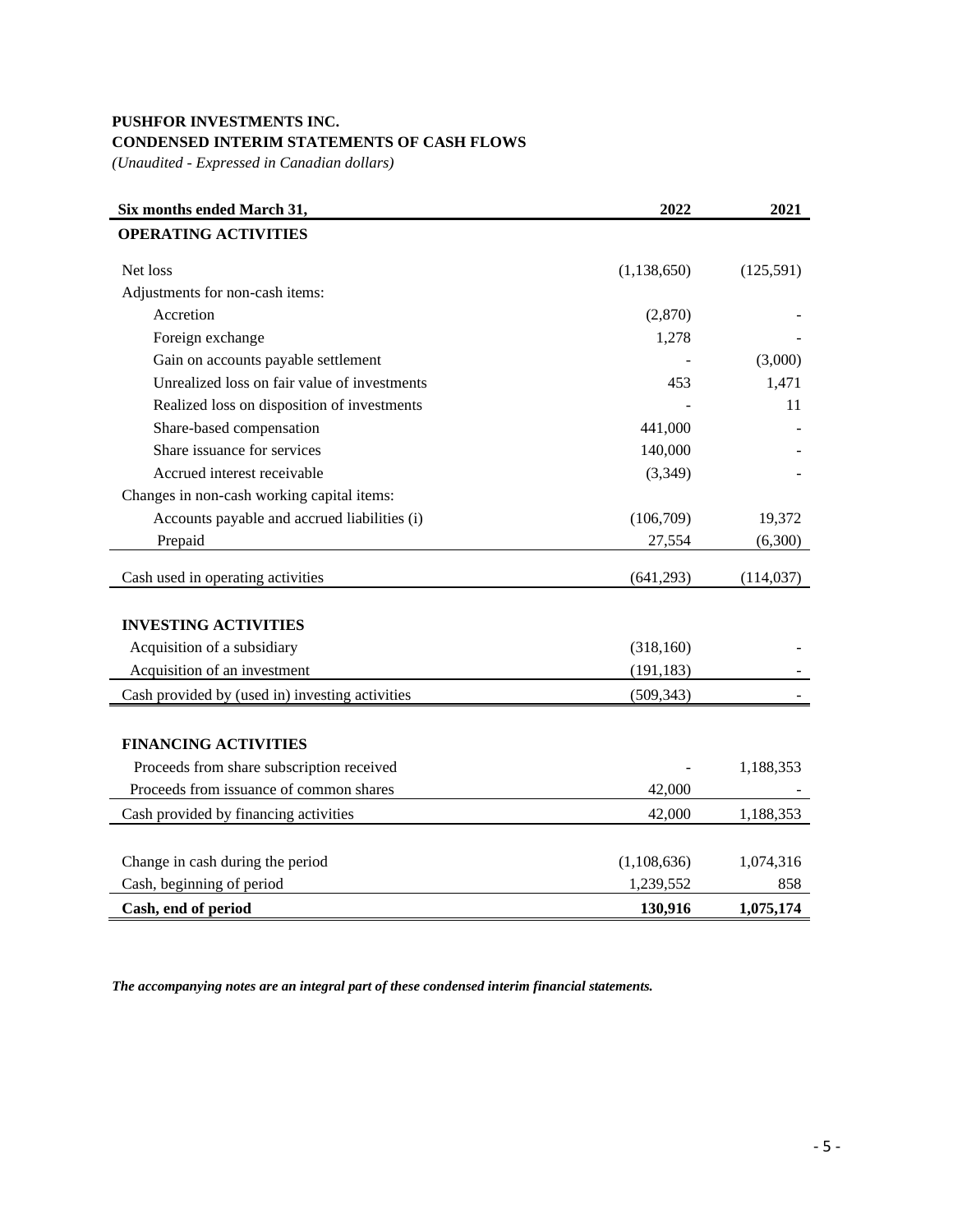**PUSHFOR INVESTMENTS INC.**
**CONDENSED INTERIM STATEMENTS OF CASH FLOWS**
*(Unaudited - Expressed in Canadian dollars)*

| Six months ended March 31, | 2022 | 2021 |
|---|---|---|
| **OPERATING ACTIVITIES** | | |
| Net loss | (1,138,650) | (125,591) |
| Adjustments for non-cash items: | | |
| Accretion | (2,870) | - |
| Foreign exchange | 1,278 | - |
| Gain on accounts payable settlement | - | (3,000) |
| Unrealized loss on fair value of investments | 453 | 1,471 |
| Realized loss on disposition of investments | - | 11 |
| Share-based compensation | 441,000 | - |
| Share issuance for services | 140,000 | - |
| Accrued interest receivable | (3,349) | - |
| Changes in non-cash working capital items: | | |
| Accounts payable and accrued liabilities (i) | (106,709) | 19,372 |
| Prepaid | 27,554 | (6,300) |
| Cash used in operating activities | (641,293) | (114,037) |
| **INVESTING ACTIVITIES** | | |
| Acquisition of a subsidiary | (318,160) | - |
| Acquisition of an investment | (191,183) | - |
| Cash provided by (used in) investing activities | (509,343) | - |
| **FINANCING ACTIVITIES** | | |
| Proceeds from share subscription received | - | 1,188,353 |
| Proceeds from issuance of common shares | 42,000 | - |
| Cash provided by financing activities | 42,000 | 1,188,353 |
| Change in cash during the period | (1,108,636) | 1,074,316 |
| Cash, beginning of period | 1,239,552 | 858 |
| **Cash, end of period** | **130,916** | **1,075,174** |

***The accompanying notes are an integral part of these condensed interim financial statements.***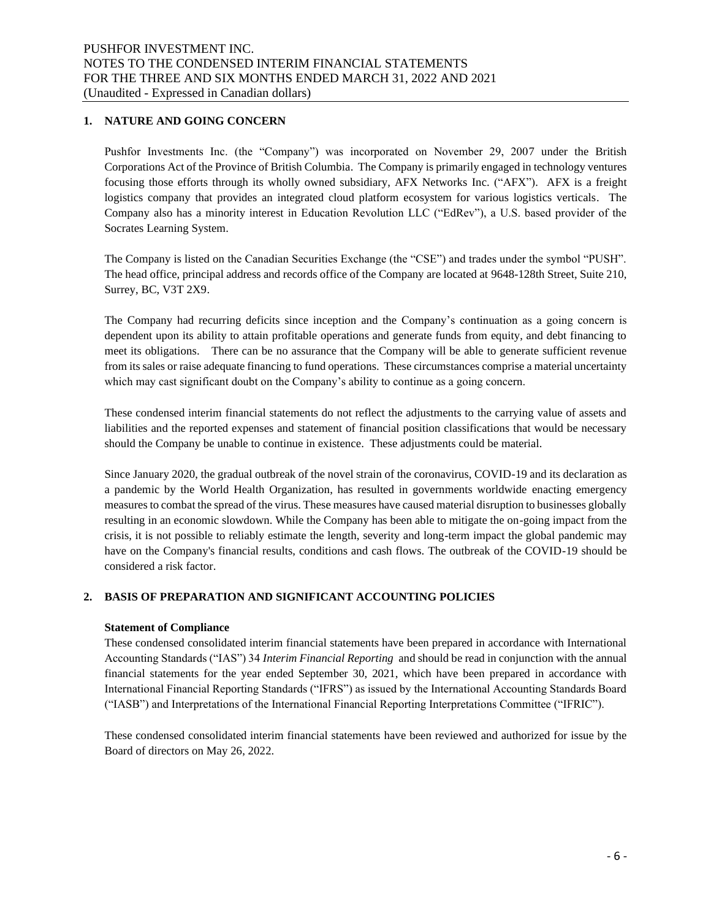## 1. NATURE AND GOING CONCERN

Pushfor Investments Inc. (the "Company") was incorporated on November 29, 2007 under the British Corporations Act of the Province of British Columbia. The Company is primarily engaged in technology ventures focusing those efforts through its wholly owned subsidiary, AFX Networks Inc. ("AFX"). AFX is a freight logistics company that provides an integrated cloud platform ecosystem for various logistics verticals. The Company also has a minority interest in Education Revolution LLC ("EdRev"), a U.S. based provider of the Socrates Learning System.

The Company is listed on the Canadian Securities Exchange (the "CSE") and trades under the symbol "PUSH". The head office, principal address and records office of the Company are located at 9648-128th Street, Suite 210, Surrey, BC, V3T 2X9.

The Company had recurring deficits since inception and the Company's continuation as a going concern is dependent upon its ability to attain profitable operations and generate funds from equity, and debt financing to meet its obligations. There can be no assurance that the Company will be able to generate sufficient revenue from its sales or raise adequate financing to fund operations. These circumstances comprise a material uncertainty which may cast significant doubt on the Company's ability to continue as a going concern.

These condensed interim financial statements do not reflect the adjustments to the carrying value of assets and liabilities and the reported expenses and statement of financial position classifications that would be necessary should the Company be unable to continue in existence. These adjustments could be material.

Since January 2020, the gradual outbreak of the novel strain of the coronavirus, COVID-19 and its declaration as a pandemic by the World Health Organization, has resulted in governments worldwide enacting emergency measures to combat the spread of the virus. These measures have caused material disruption to businesses globally resulting in an economic slowdown. While the Company has been able to mitigate the on-going impact from the crisis, it is not possible to reliably estimate the length, severity and long-term impact the global pandemic may have on the Company's financial results, conditions and cash flows. The outbreak of the COVID-19 should be considered a risk factor.

## 2. BASIS OF PREPARATION AND SIGNIFICANT ACCOUNTING POLICIES

**Statement of Compliance**

These condensed consolidated interim financial statements have been prepared in accordance with International Accounting Standards ("IAS") 34 *Interim Financial Reporting* and should be read in conjunction with the annual financial statements for the year ended September 30, 2021, which have been prepared in accordance with International Financial Reporting Standards ("IFRS") as issued by the International Accounting Standards Board ("IASB") and Interpretations of the International Financial Reporting Interpretations Committee ("IFRIC").

These condensed consolidated interim financial statements have been reviewed and authorized for issue by the Board of directors on May 26, 2022.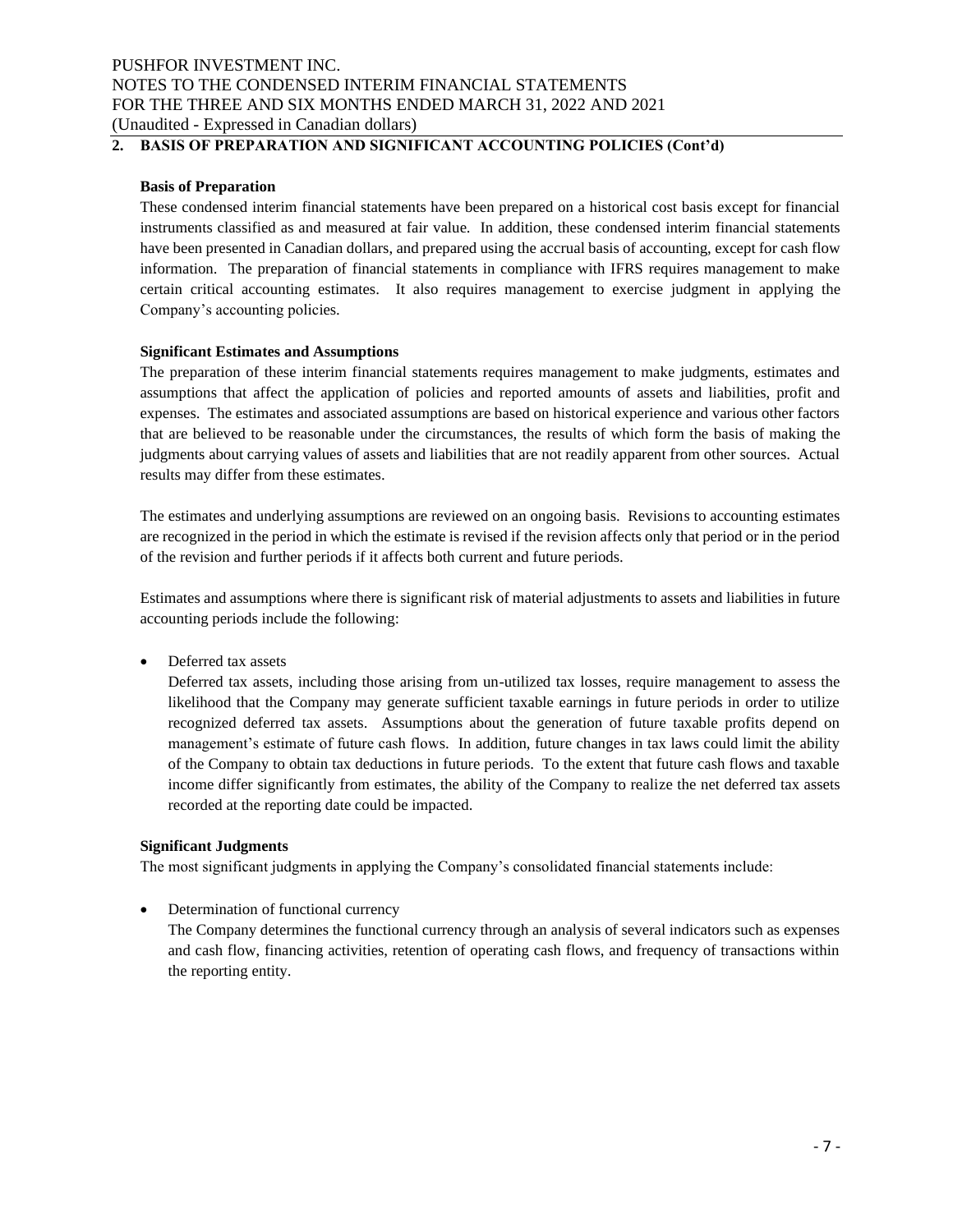## 2. BASIS OF PREPARATION AND SIGNIFICANT ACCOUNTING POLICIES (Cont'd)

### Basis of Preparation

These condensed interim financial statements have been prepared on a historical cost basis except for financial instruments classified as and measured at fair value. In addition, these condensed interim financial statements have been presented in Canadian dollars, and prepared using the accrual basis of accounting, except for cash flow information. The preparation of financial statements in compliance with IFRS requires management to make certain critical accounting estimates. It also requires management to exercise judgment in applying the Company's accounting policies.

### Significant Estimates and Assumptions

The preparation of these interim financial statements requires management to make judgments, estimates and assumptions that affect the application of policies and reported amounts of assets and liabilities, profit and expenses. The estimates and associated assumptions are based on historical experience and various other factors that are believed to be reasonable under the circumstances, the results of which form the basis of making the judgments about carrying values of assets and liabilities that are not readily apparent from other sources. Actual results may differ from these estimates.

The estimates and underlying assumptions are reviewed on an ongoing basis. Revisions to accounting estimates are recognized in the period in which the estimate is revised if the revision affects only that period or in the period of the revision and further periods if it affects both current and future periods.

Estimates and assumptions where there is significant risk of material adjustments to assets and liabilities in future accounting periods include the following:

- Deferred tax assets

  Deferred tax assets, including those arising from un-utilized tax losses, require management to assess the likelihood that the Company may generate sufficient taxable earnings in future periods in order to utilize recognized deferred tax assets. Assumptions about the generation of future taxable profits depend on management's estimate of future cash flows. In addition, future changes in tax laws could limit the ability of the Company to obtain tax deductions in future periods. To the extent that future cash flows and taxable income differ significantly from estimates, the ability of the Company to realize the net deferred tax assets recorded at the reporting date could be impacted.

### Significant Judgments

The most significant judgments in applying the Company's consolidated financial statements include:

- Determination of functional currency

  The Company determines the functional currency through an analysis of several indicators such as expenses and cash flow, financing activities, retention of operating cash flows, and frequency of transactions within the reporting entity.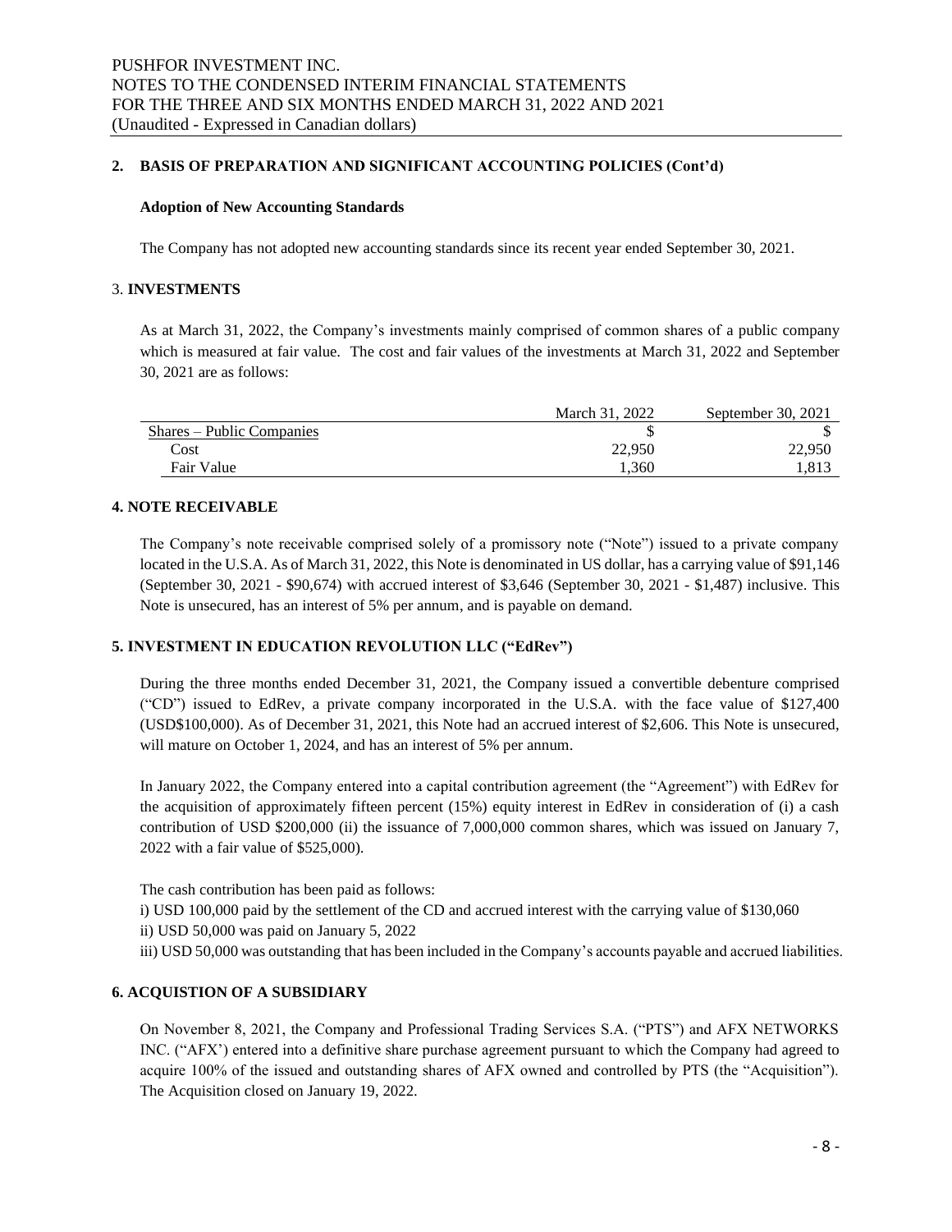## 2. BASIS OF PREPARATION AND SIGNIFICANT ACCOUNTING POLICIES (Cont'd)

### Adoption of New Accounting Standards

The Company has not adopted new accounting standards since its recent year ended September 30, 2021.

## 3. INVESTMENTS

As at March 31, 2022, the Company's investments mainly comprised of common shares of a public company which is measured at fair value. The cost and fair values of the investments at March 31, 2022 and September 30, 2021 are as follows:

| | March 31, 2022 | September 30, 2021 |
|---|---|---|
| Shares – Public Companies | $ | $ |
| Cost | 22,950 | 22,950 |
| Fair Value | 1,360 | 1,813 |

## 4. NOTE RECEIVABLE

The Company's note receivable comprised solely of a promissory note ("Note") issued to a private company located in the U.S.A. As of March 31, 2022, this Note is denominated in US dollar, has a carrying value of $91,146 (September 30, 2021 - $90,674) with accrued interest of $3,646 (September 30, 2021 - $1,487) inclusive. This Note is unsecured, has an interest of 5% per annum, and is payable on demand.

## 5. INVESTMENT IN EDUCATION REVOLUTION LLC ("EdRev")

During the three months ended December 31, 2021, the Company issued a convertible debenture comprised ("CD") issued to EdRev, a private company incorporated in the U.S.A. with the face value of $127,400 (USD$100,000). As of December 31, 2021, this Note had an accrued interest of $2,606. This Note is unsecured, will mature on October 1, 2024, and has an interest of 5% per annum.

In January 2022, the Company entered into a capital contribution agreement (the "Agreement") with EdRev for the acquisition of approximately fifteen percent (15%) equity interest in EdRev in consideration of (i) a cash contribution of USD $200,000 (ii) the issuance of 7,000,000 common shares, which was issued on January 7, 2022 with a fair value of $525,000).

The cash contribution has been paid as follows:

i) USD 100,000 paid by the settlement of the CD and accrued interest with the carrying value of $130,060

ii) USD 50,000 was paid on January 5, 2022

iii) USD 50,000 was outstanding that has been included in the Company's accounts payable and accrued liabilities.

## 6. ACQUISTION OF A SUBSIDIARY

On November 8, 2021, the Company and Professional Trading Services S.A. ("PTS") and AFX NETWORKS INC. ("AFX') entered into a definitive share purchase agreement pursuant to which the Company had agreed to acquire 100% of the issued and outstanding shares of AFX owned and controlled by PTS (the "Acquisition"). The Acquisition closed on January 19, 2022.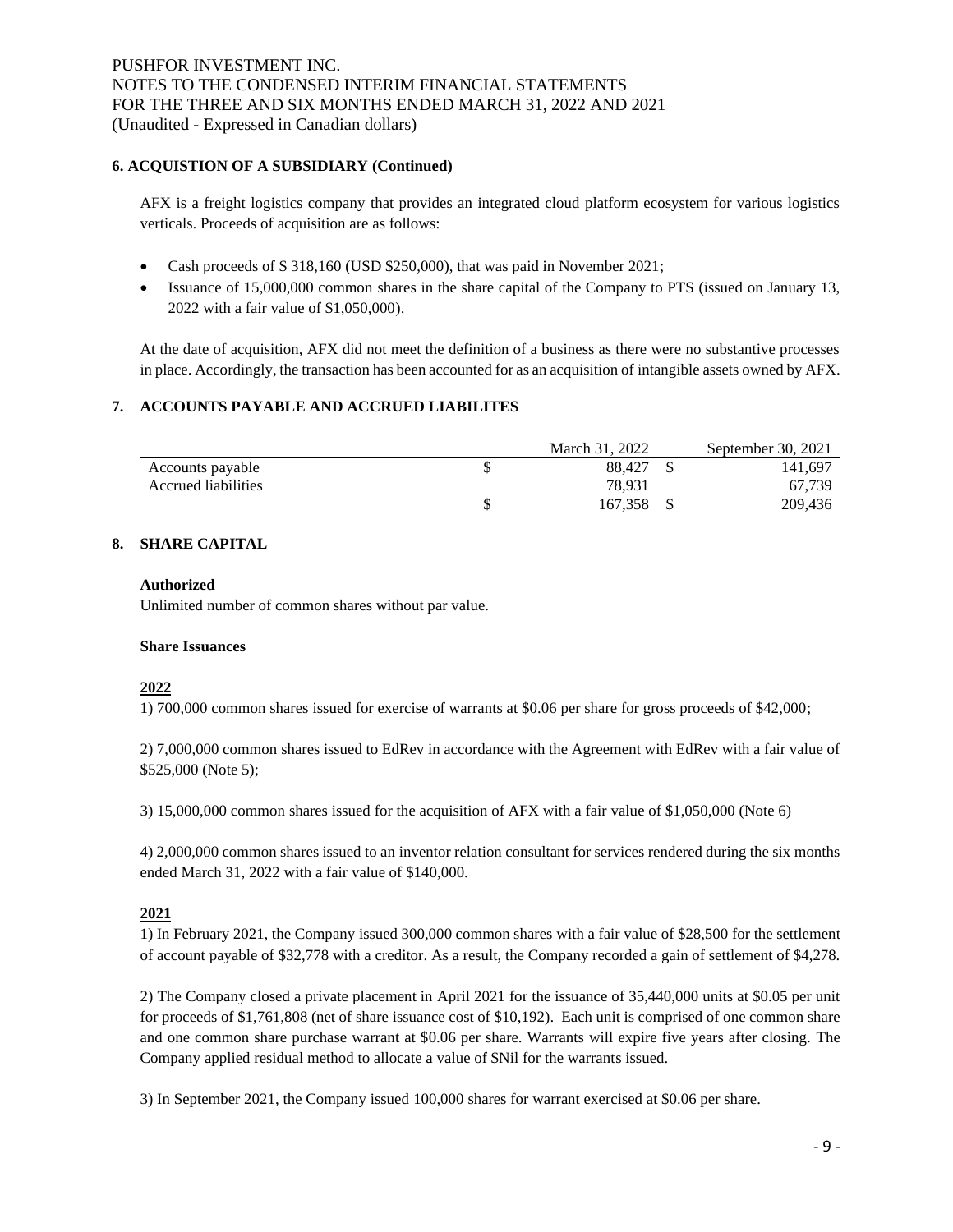### 6. ACQUISTION OF A SUBSIDIARY (Continued)

AFX is a freight logistics company that provides an integrated cloud platform ecosystem for various logistics verticals. Proceeds of acquisition are as follows:

- Cash proceeds of $ 318,160 (USD $250,000), that was paid in November 2021;
- Issuance of 15,000,000 common shares in the share capital of the Company to PTS (issued on January 13, 2022 with a fair value of $1,050,000).

At the date of acquisition, AFX did not meet the definition of a business as there were no substantive processes in place. Accordingly, the transaction has been accounted for as an acquisition of intangible assets owned by AFX.

### 7. ACCOUNTS PAYABLE AND ACCRUED LIABILITES

| | | March 31, 2022 | | September 30, 2021 |
|---|---|---|---|---|
| Accounts payable | $ | 88,427 | $ | 141,697 |
| Accrued liabilities | | 78,931 | | 67,739 |
| | $ | 167,358 | $ | 209,436 |

### 8. SHARE CAPITAL

**Authorized**

Unlimited number of common shares without par value.

**Share Issuances**

**2022**

1) 700,000 common shares issued for exercise of warrants at $0.06 per share for gross proceeds of $42,000;

2) 7,000,000 common shares issued to EdRev in accordance with the Agreement with EdRev with a fair value of $525,000 (Note 5);

3) 15,000,000 common shares issued for the acquisition of AFX with a fair value of $1,050,000 (Note 6)

4) 2,000,000 common shares issued to an inventor relation consultant for services rendered during the six months ended March 31, 2022 with a fair value of $140,000.

**2021**

1) In February 2021, the Company issued 300,000 common shares with a fair value of $28,500 for the settlement of account payable of $32,778 with a creditor. As a result, the Company recorded a gain of settlement of $4,278.

2) The Company closed a private placement in April 2021 for the issuance of 35,440,000 units at $0.05 per unit for proceeds of $1,761,808 (net of share issuance cost of $10,192). Each unit is comprised of one common share and one common share purchase warrant at $0.06 per share. Warrants will expire five years after closing. The Company applied residual method to allocate a value of $Nil for the warrants issued.

3) In September 2021, the Company issued 100,000 shares for warrant exercised at $0.06 per share.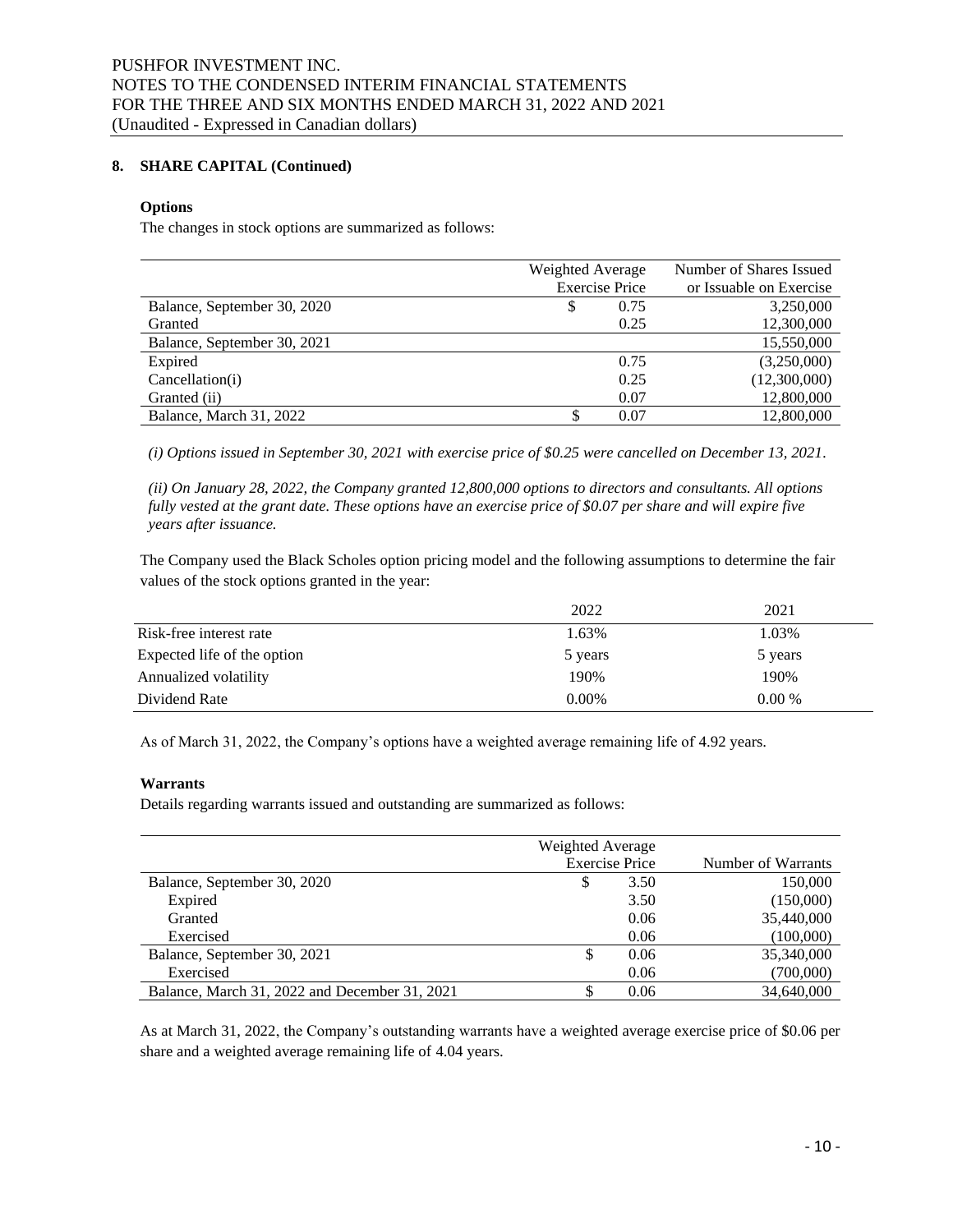## 8. SHARE CAPITAL (Continued)

### Options

The changes in stock options are summarized as follows:

| | Weighted Average Exercise Price | Number of Shares Issued or Issuable on Exercise |
|---|---|---|
| Balance, September 30, 2020 | $ 0.75 | 3,250,000 |
| Granted | 0.25 | 12,300,000 |
| Balance, September 30, 2021 | | 15,550,000 |
| Expired | 0.75 | (3,250,000) |
| Cancellation(i) | 0.25 | (12,300,000) |
| Granted (ii) | 0.07 | 12,800,000 |
| Balance, March 31, 2022 | $ 0.07 | 12,800,000 |

*(i) Options issued in September 30, 2021 with exercise price of $0.25 were cancelled on December 13, 2021.*

*(ii) On January 28, 2022, the Company granted 12,800,000 options to directors and consultants. All options fully vested at the grant date. These options have an exercise price of $0.07 per share and will expire five years after issuance.*

The Company used the Black Scholes option pricing model and the following assumptions to determine the fair values of the stock options granted in the year:

| | 2022 | 2021 |
|---|---|---|
| Risk-free interest rate | 1.63% | 1.03% |
| Expected life of the option | 5 years | 5 years |
| Annualized volatility | 190% | 190% |
| Dividend Rate | 0.00% | 0.00 % |

As of March 31, 2022, the Company's options have a weighted average remaining life of 4.92 years.

### Warrants

Details regarding warrants issued and outstanding are summarized as follows:

| | Weighted Average Exercise Price | Number of Warrants |
|---|---|---|
| Balance, September 30, 2020 | $ 3.50 | 150,000 |
| Expired | 3.50 | (150,000) |
| Granted | 0.06 | 35,440,000 |
| Exercised | 0.06 | (100,000) |
| Balance, September 30, 2021 | $ 0.06 | 35,340,000 |
| Exercised | 0.06 | (700,000) |
| Balance, March 31, 2022 and December 31, 2021 | $ 0.06 | 34,640,000 |

As at March 31, 2022, the Company's outstanding warrants have a weighted average exercise price of $0.06 per share and a weighted average remaining life of 4.04 years.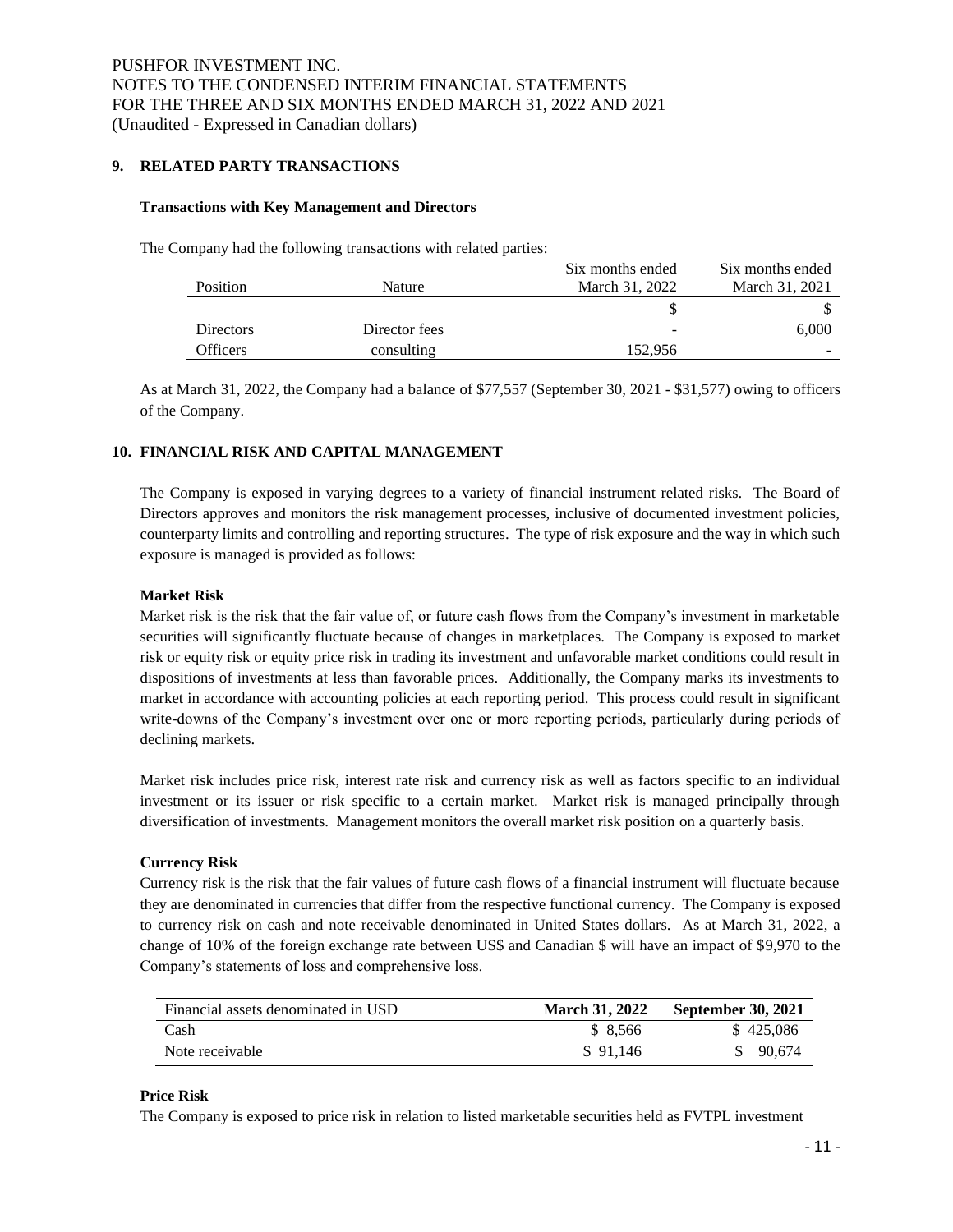## 9. RELATED PARTY TRANSACTIONS

### Transactions with Key Management and Directors

The Company had the following transactions with related parties:

| Position | Nature | Six months ended March 31, 2022 | Six months ended March 31, 2021 |
|---|---|---|---|
| | | $ | $ |
| Directors | Director fees | - | 6,000 |
| Officers | consulting | 152,956 | - |

As at March 31, 2022, the Company had a balance of $77,557 (September 30, 2021 - $31,577) owing to officers of the Company.

## 10. FINANCIAL RISK AND CAPITAL MANAGEMENT

The Company is exposed in varying degrees to a variety of financial instrument related risks. The Board of Directors approves and monitors the risk management processes, inclusive of documented investment policies, counterparty limits and controlling and reporting structures. The type of risk exposure and the way in which such exposure is managed is provided as follows:

**Market Risk**

Market risk is the risk that the fair value of, or future cash flows from the Company's investment in marketable securities will significantly fluctuate because of changes in marketplaces. The Company is exposed to market risk or equity risk or equity price risk in trading its investment and unfavorable market conditions could result in dispositions of investments at less than favorable prices. Additionally, the Company marks its investments to market in accordance with accounting policies at each reporting period. This process could result in significant write-downs of the Company's investment over one or more reporting periods, particularly during periods of declining markets.

Market risk includes price risk, interest rate risk and currency risk as well as factors specific to an individual investment or its issuer or risk specific to a certain market. Market risk is managed principally through diversification of investments. Management monitors the overall market risk position on a quarterly basis.

**Currency Risk**

Currency risk is the risk that the fair values of future cash flows of a financial instrument will fluctuate because they are denominated in currencies that differ from the respective functional currency. The Company is exposed to currency risk on cash and note receivable denominated in United States dollars. As at March 31, 2022, a change of 10% of the foreign exchange rate between US$ and Canadian $ will have an impact of $9,970 to the Company's statements of loss and comprehensive loss.

| Financial assets denominated in USD | **March 31, 2022** | **September 30, 2021** |
|---|---|---|
| Cash | $ 8,566 | $ 425,086 |
| Note receivable | $ 91,146 | $ 90,674 |

**Price Risk**

The Company is exposed to price risk in relation to listed marketable securities held as FVTPL investment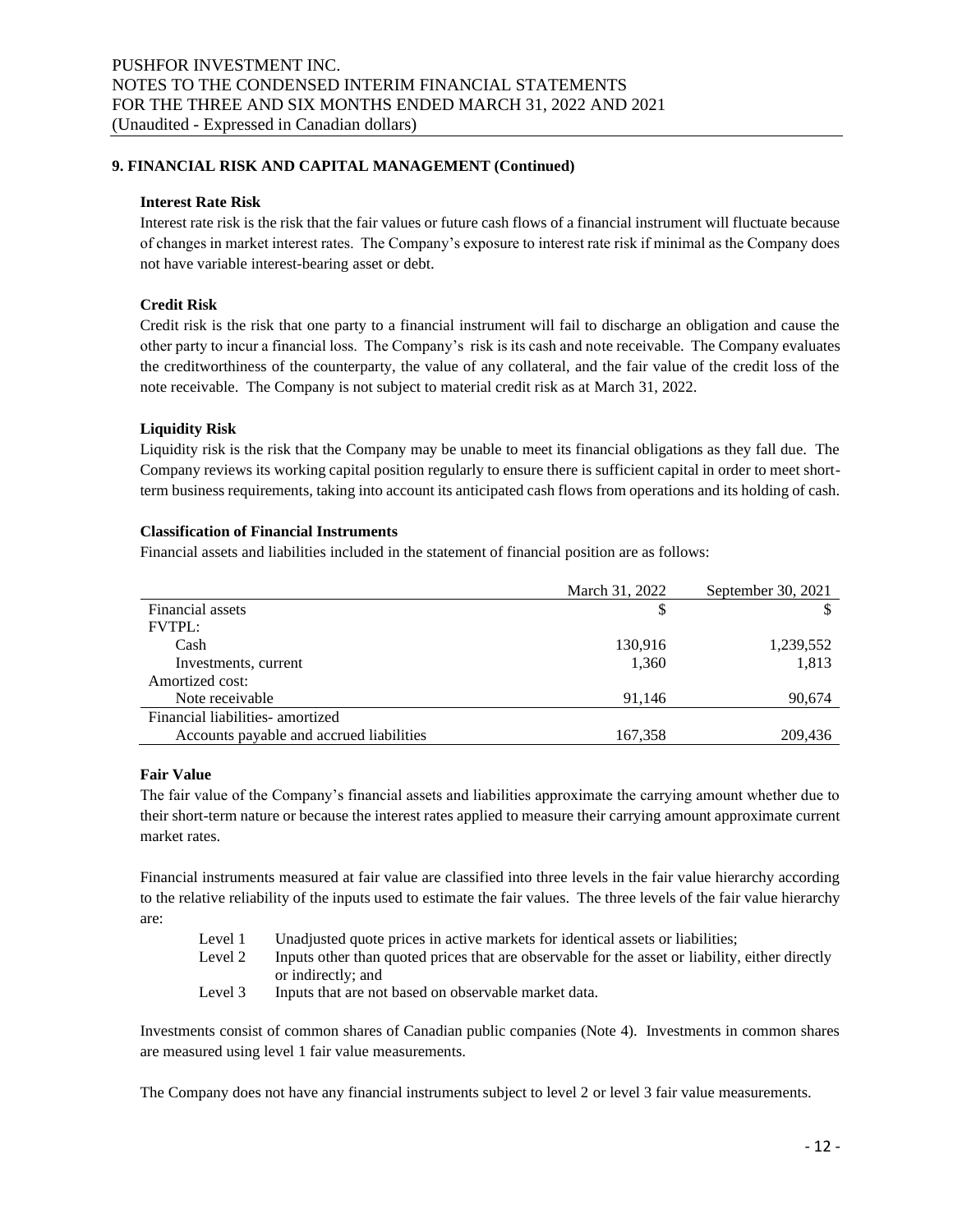## 9. FINANCIAL RISK AND CAPITAL MANAGEMENT (Continued)

### Interest Rate Risk

Interest rate risk is the risk that the fair values or future cash flows of a financial instrument will fluctuate because of changes in market interest rates. The Company's exposure to interest rate risk if minimal as the Company does not have variable interest-bearing asset or debt.

### Credit Risk

Credit risk is the risk that one party to a financial instrument will fail to discharge an obligation and cause the other party to incur a financial loss. The Company's risk is its cash and note receivable. The Company evaluates the creditworthiness of the counterparty, the value of any collateral, and the fair value of the credit loss of the note receivable. The Company is not subject to material credit risk as at March 31, 2022.

### Liquidity Risk

Liquidity risk is the risk that the Company may be unable to meet its financial obligations as they fall due. The Company reviews its working capital position regularly to ensure there is sufficient capital in order to meet short-term business requirements, taking into account its anticipated cash flows from operations and its holding of cash.

### Classification of Financial Instruments

Financial assets and liabilities included in the statement of financial position are as follows:

| | March 31, 2022 | September 30, 2021 |
|---|---|---|
| Financial assets | $ | $ |
| FVTPL: | | |
| Cash | 130,916 | 1,239,552 |
| Investments, current | 1,360 | 1,813 |
| Amortized cost: | | |
| Note receivable | 91,146 | 90,674 |
| Financial liabilities- amortized | | |
| Accounts payable and accrued liabilities | 167,358 | 209,436 |

### Fair Value

The fair value of the Company's financial assets and liabilities approximate the carrying amount whether due to their short-term nature or because the interest rates applied to measure their carrying amount approximate current market rates.

Financial instruments measured at fair value are classified into three levels in the fair value hierarchy according to the relative reliability of the inputs used to estimate the fair values. The three levels of the fair value hierarchy are:

- Level 1 Unadjusted quote prices in active markets for identical assets or liabilities;
- Level 2 Inputs other than quoted prices that are observable for the asset or liability, either directly or indirectly; and
- Level 3 Inputs that are not based on observable market data.

Investments consist of common shares of Canadian public companies (Note 4). Investments in common shares are measured using level 1 fair value measurements.

The Company does not have any financial instruments subject to level 2 or level 3 fair value measurements.